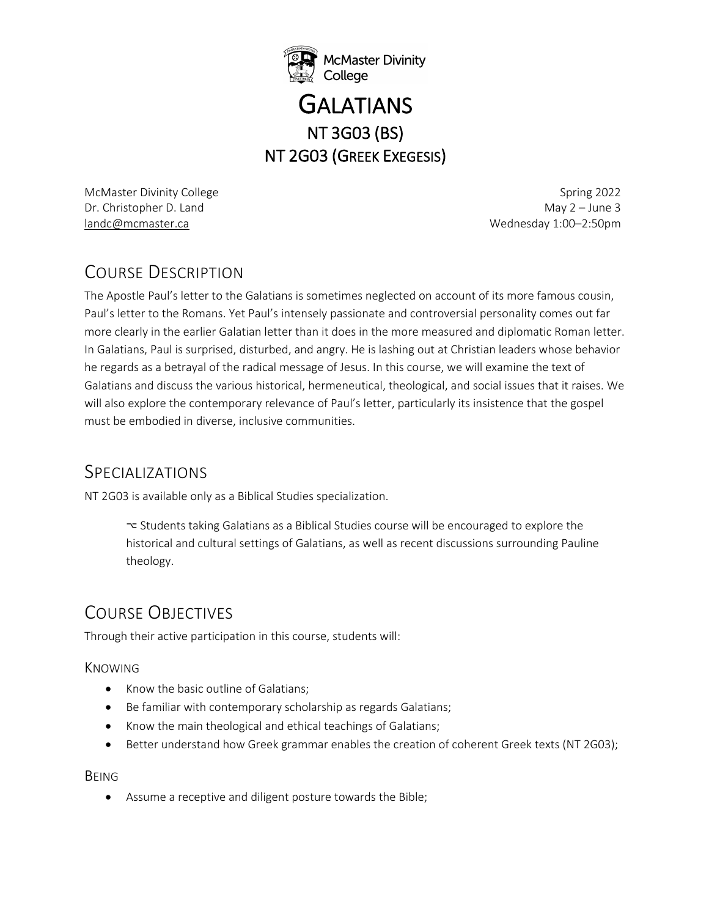McMaster Divinity College

# GALATIANS

## NT 3G03 (BS)

## NT 2G03 (GREEK EXEGESIS)

McMaster Divinity College
Dr. Christopher D. Land
landc@mcmaster.ca

Spring 2022
May 2 – June 3
Wednesday 1:00–2:50pm

## COURSE DESCRIPTION

The Apostle Paul's letter to the Galatians is sometimes neglected on account of its more famous cousin, Paul's letter to the Romans. Yet Paul's intensely passionate and controversial personality comes out far more clearly in the earlier Galatian letter than it does in the more measured and diplomatic Roman letter. In Galatians, Paul is surprised, disturbed, and angry. He is lashing out at Christian leaders whose behavior he regards as a betrayal of the radical message of Jesus. In this course, we will examine the text of Galatians and discuss the various historical, hermeneutical, theological, and social issues that it raises. We will also explore the contemporary relevance of Paul's letter, particularly its insistence that the gospel must be embodied in diverse, inclusive communities.

## SPECIALIZATIONS

NT 2G03 is available only as a Biblical Studies specialization.

> ⌥ Students taking Galatians as a Biblical Studies course will be encouraged to explore the historical and cultural settings of Galatians, as well as recent discussions surrounding Pauline theology.

## COURSE OBJECTIVES

Through their active participation in this course, students will:

### KNOWING

- Know the basic outline of Galatians;
- Be familiar with contemporary scholarship as regards Galatians;
- Know the main theological and ethical teachings of Galatians;
- Better understand how Greek grammar enables the creation of coherent Greek texts (NT 2G03);

### BEING

- Assume a receptive and diligent posture towards the Bible;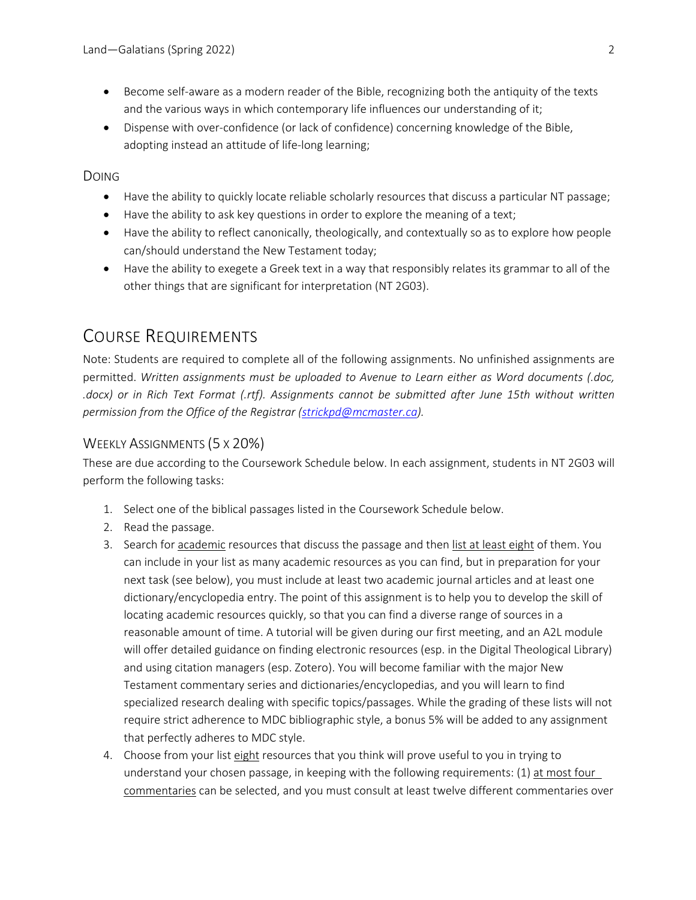- Become self-aware as a modern reader of the Bible, recognizing both the antiquity of the texts and the various ways in which contemporary life influences our understanding of it;
- Dispense with over-confidence (or lack of confidence) concerning knowledge of the Bible, adopting instead an attitude of life-long learning;

### Doing

- Have the ability to quickly locate reliable scholarly resources that discuss a particular NT passage;
- Have the ability to ask key questions in order to explore the meaning of a text;
- Have the ability to reflect canonically, theologically, and contextually so as to explore how people can/should understand the New Testament today;
- Have the ability to exegete a Greek text in a way that responsibly relates its grammar to all of the other things that are significant for interpretation (NT 2G03).

## Course Requirements

Note: Students are required to complete all of the following assignments. No unfinished assignments are permitted. *Written assignments must be uploaded to Avenue to Learn either as Word documents (.doc, .docx) or in Rich Text Format (.rtf). Assignments cannot be submitted after June 15th without written permission from the Office of the Registrar (strickpd@mcmaster.ca).*

### Weekly Assignments (5 x 20%)

These are due according to the Coursework Schedule below. In each assignment, students in NT 2G03 will perform the following tasks:

1. Select one of the biblical passages listed in the Coursework Schedule below.
2. Read the passage.
3. Search for academic resources that discuss the passage and then list at least eight of them. You can include in your list as many academic resources as you can find, but in preparation for your next task (see below), you must include at least two academic journal articles and at least one dictionary/encyclopedia entry. The point of this assignment is to help you to develop the skill of locating academic resources quickly, so that you can find a diverse range of sources in a reasonable amount of time. A tutorial will be given during our first meeting, and an A2L module will offer detailed guidance on finding electronic resources (esp. in the Digital Theological Library) and using citation managers (esp. Zotero). You will become familiar with the major New Testament commentary series and dictionaries/encyclopedias, and you will learn to find specialized research dealing with specific topics/passages. While the grading of these lists will not require strict adherence to MDC bibliographic style, a bonus 5% will be added to any assignment that perfectly adheres to MDC style.
4. Choose from your list eight resources that you think will prove useful to you in trying to understand your chosen passage, in keeping with the following requirements: (1) at most four commentaries can be selected, and you must consult at least twelve different commentaries over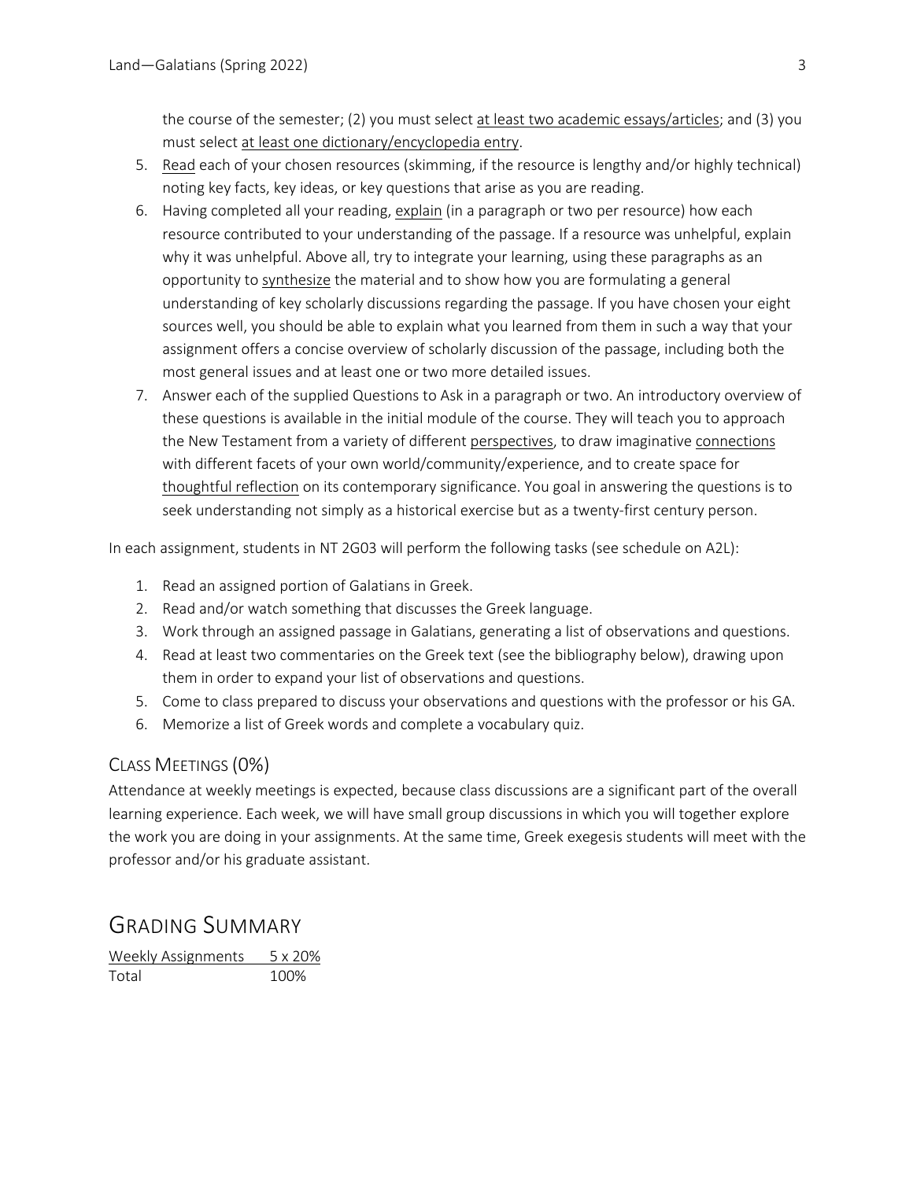the course of the semester; (2) you must select <u>at least two academic essays/articles</u>; and (3) you must select <u>at least one dictionary/encyclopedia entry</u>.

5. <u>Read</u> each of your chosen resources (skimming, if the resource is lengthy and/or highly technical) noting key facts, key ideas, or key questions that arise as you are reading.
6. Having completed all your reading, <u>explain</u> (in a paragraph or two per resource) how each resource contributed to your understanding of the passage. If a resource was unhelpful, explain why it was unhelpful. Above all, try to integrate your learning, using these paragraphs as an opportunity to <u>synthesize</u> the material and to show how you are formulating a general understanding of key scholarly discussions regarding the passage. If you have chosen your eight sources well, you should be able to explain what you learned from them in such a way that your assignment offers a concise overview of scholarly discussion of the passage, including both the most general issues and at least one or two more detailed issues.
7. Answer each of the supplied Questions to Ask in a paragraph or two. An introductory overview of these questions is available in the initial module of the course. They will teach you to approach the New Testament from a variety of different <u>perspectives</u>, to draw imaginative <u>connections</u> with different facets of your own world/community/experience, and to create space for <u>thoughtful reflection</u> on its contemporary significance. You goal in answering the questions is to seek understanding not simply as a historical exercise but as a twenty-first century person.

In each assignment, students in NT 2G03 will perform the following tasks (see schedule on A2L):

1. Read an assigned portion of Galatians in Greek.
2. Read and/or watch something that discusses the Greek language.
3. Work through an assigned passage in Galatians, generating a list of observations and questions.
4. Read at least two commentaries on the Greek text (see the bibliography below), drawing upon them in order to expand your list of observations and questions.
5. Come to class prepared to discuss your observations and questions with the professor or his GA.
6. Memorize a list of Greek words and complete a vocabulary quiz.

### Class Meetings (0%)

Attendance at weekly meetings is expected, because class discussions are a significant part of the overall learning experience. Each week, we will have small group discussions in which you will together explore the work you are doing in your assignments. At the same time, Greek exegesis students will meet with the professor and/or his graduate assistant.

## Grading Summary

| | |
|---|---|
| Weekly Assignments | 5 x 20% |
| Total | 100% |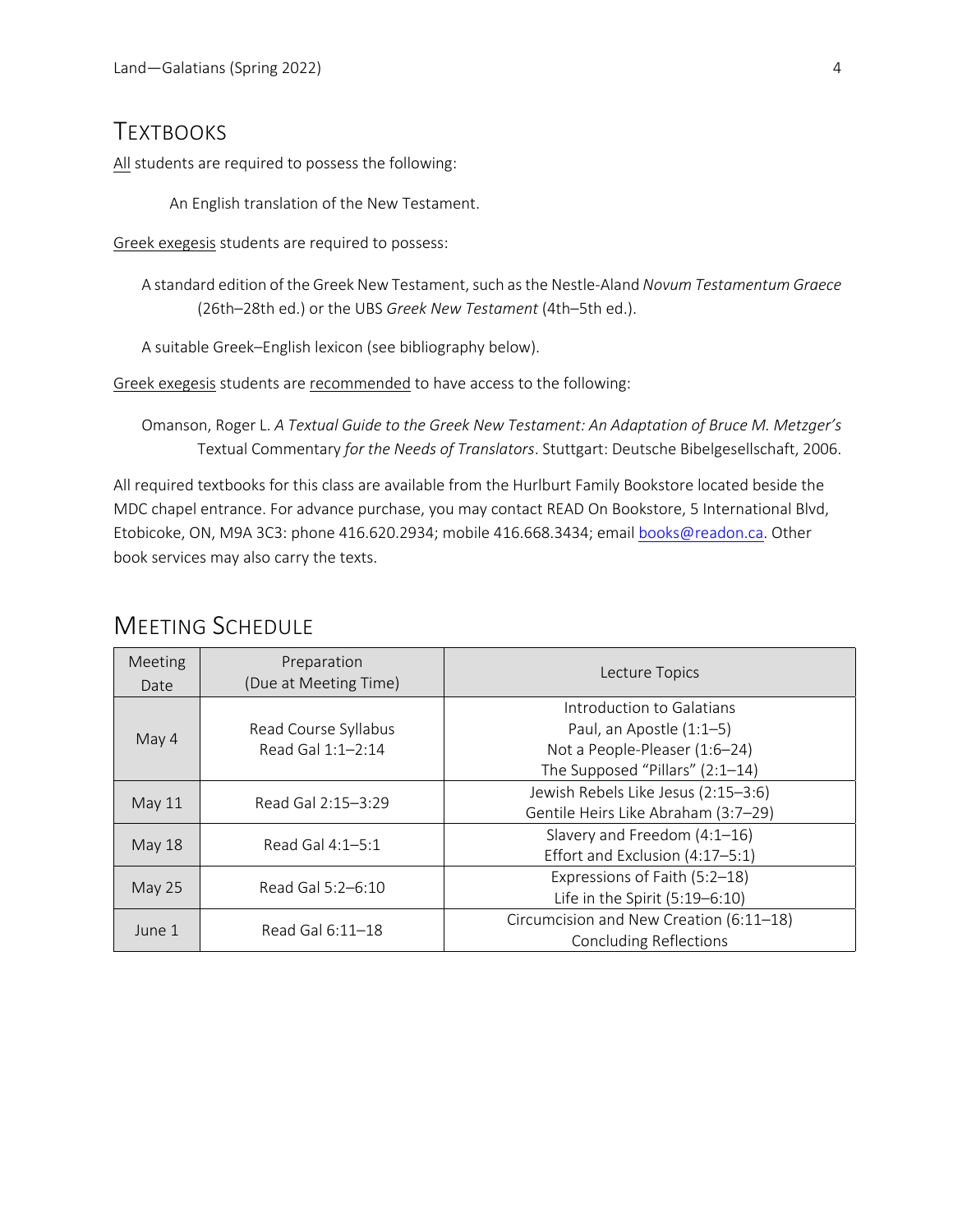## Textbooks

All students are required to possess the following:

An English translation of the New Testament.

Greek exegesis students are required to possess:

A standard edition of the Greek New Testament, such as the Nestle-Aland *Novum Testamentum Graece* (26th–28th ed.) or the UBS *Greek New Testament* (4th–5th ed.).

A suitable Greek–English lexicon (see bibliography below).

Greek exegesis students are recommended to have access to the following:

Omanson, Roger L. *A Textual Guide to the Greek New Testament: An Adaptation of Bruce M. Metzger's* Textual Commentary *for the Needs of Translators*. Stuttgart: Deutsche Bibelgesellschaft, 2006.

All required textbooks for this class are available from the Hurlburt Family Bookstore located beside the MDC chapel entrance. For advance purchase, you may contact READ On Bookstore, 5 International Blvd, Etobicoke, ON, M9A 3C3: phone 416.620.2934; mobile 416.668.3434; email books@readon.ca. Other book services may also carry the texts.

## Meeting Schedule

| Meeting Date | Preparation (Due at Meeting Time) | Lecture Topics |
|---|---|---|
| May 4 | Read Course Syllabus<br>Read Gal 1:1–2:14 | Introduction to Galatians<br>Paul, an Apostle (1:1–5)<br>Not a People-Pleaser (1:6–24)<br>The Supposed "Pillars" (2:1–14) |
| May 11 | Read Gal 2:15–3:29 | Jewish Rebels Like Jesus (2:15–3:6)<br>Gentile Heirs Like Abraham (3:7–29) |
| May 18 | Read Gal 4:1–5:1 | Slavery and Freedom (4:1–16)<br>Effort and Exclusion (4:17–5:1) |
| May 25 | Read Gal 5:2–6:10 | Expressions of Faith (5:2–18)<br>Life in the Spirit (5:19–6:10) |
| June 1 | Read Gal 6:11–18 | Circumcision and New Creation (6:11–18)<br>Concluding Reflections |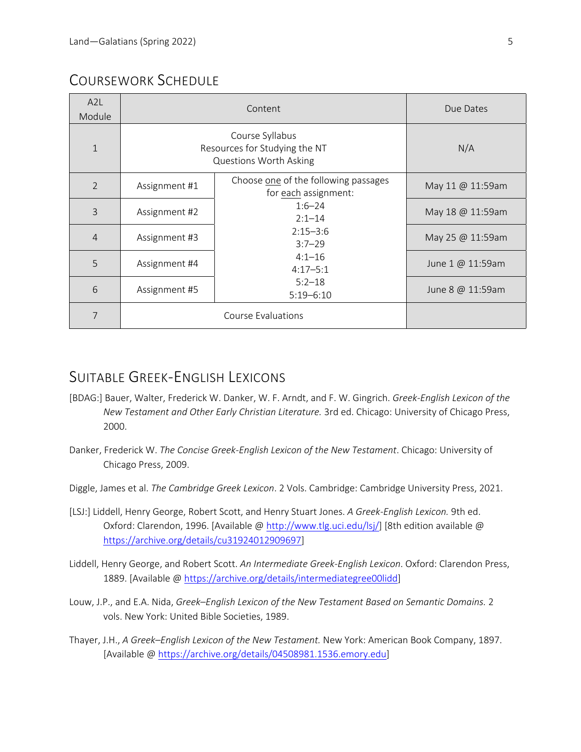## Coursework Schedule

| A2L Module | Content | | Due Dates |
|---|---|---|---|
| 1 | Course Syllabus<br>Resources for Studying the NT<br>Questions Worth Asking | | N/A |
| 2 | Assignment #1 | Choose <u>one</u> of the following passages for <u>each</u> assignment:<br>1:6–24<br>2:1–14<br>2:15–3:6<br>3:7–29<br>4:1–16<br>4:17–5:1<br>5:2–18<br>5:19–6:10 | May 11 @ 11:59am |
| 3 | Assignment #2 | | May 18 @ 11:59am |
| 4 | Assignment #3 | | May 25 @ 11:59am |
| 5 | Assignment #4 | | June 1 @ 11:59am |
| 6 | Assignment #5 | | June 8 @ 11:59am |
| 7 | Course Evaluations | | |

## Suitable Greek-English Lexicons

[BDAG:] Bauer, Walter, Frederick W. Danker, W. F. Arndt, and F. W. Gingrich. *Greek-English Lexicon of the New Testament and Other Early Christian Literature.* 3rd ed. Chicago: University of Chicago Press, 2000.

Danker, Frederick W. *The Concise Greek-English Lexicon of the New Testament*. Chicago: University of Chicago Press, 2009.

Diggle, James et al. *The Cambridge Greek Lexicon*. 2 Vols. Cambridge: Cambridge University Press, 2021.

[LSJ:] Liddell, Henry George, Robert Scott, and Henry Stuart Jones. *A Greek-English Lexicon.* 9th ed. Oxford: Clarendon, 1996. [Available @ http://www.tlg.uci.edu/lsj/] [8th edition available @ https://archive.org/details/cu31924012909697]

Liddell, Henry George, and Robert Scott. *An Intermediate Greek-English Lexicon*. Oxford: Clarendon Press, 1889. [Available @ https://archive.org/details/intermediategree00lidd]

Louw, J.P., and E.A. Nida, *Greek–English Lexicon of the New Testament Based on Semantic Domains.* 2 vols. New York: United Bible Societies, 1989.

Thayer, J.H., *A Greek–English Lexicon of the New Testament.* New York: American Book Company, 1897. [Available @ https://archive.org/details/04508981.1536.emory.edu]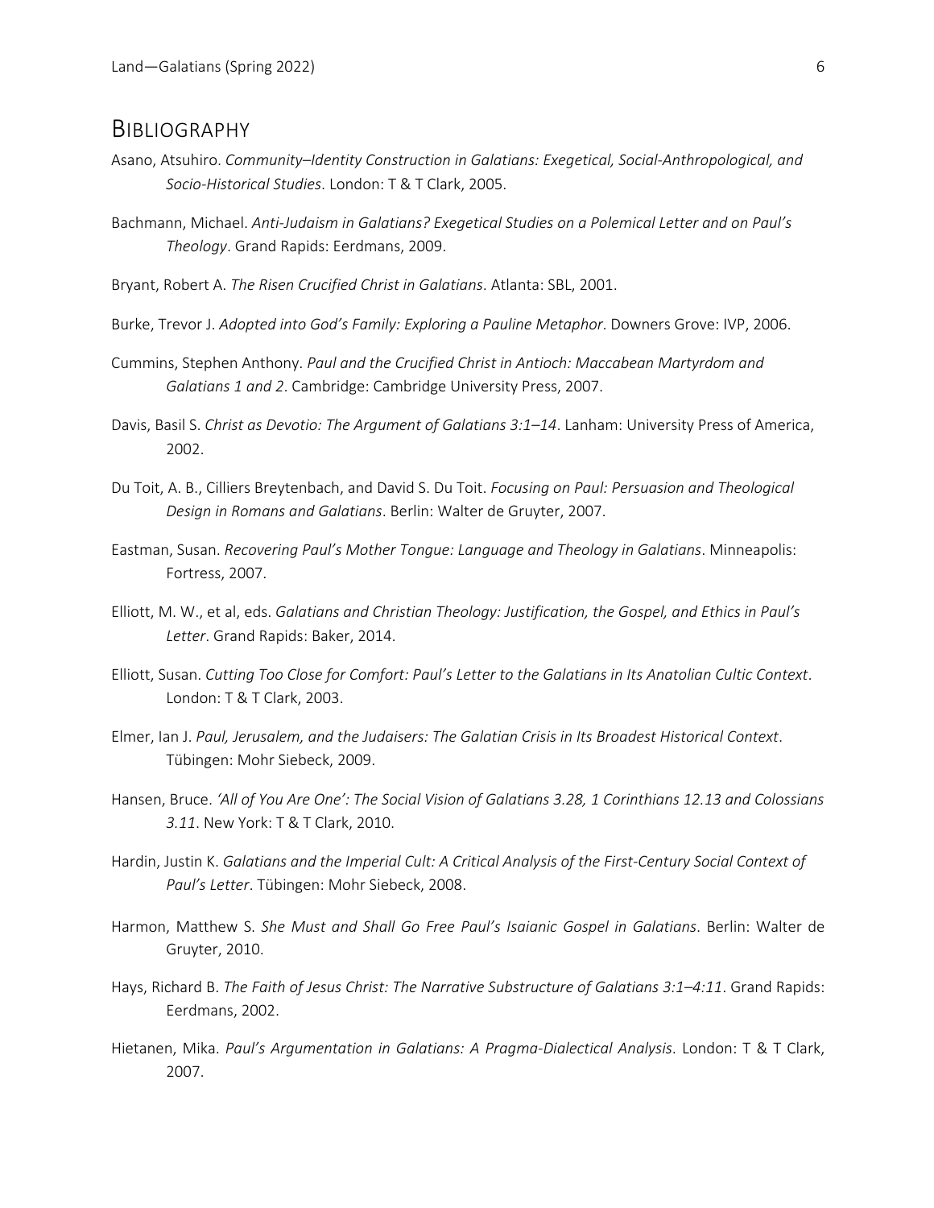# Bibliography

Asano, Atsuhiro. *Community–Identity Construction in Galatians: Exegetical, Social-Anthropological, and Socio-Historical Studies*. London: T & T Clark, 2005.

Bachmann, Michael. *Anti-Judaism in Galatians? Exegetical Studies on a Polemical Letter and on Paul's Theology*. Grand Rapids: Eerdmans, 2009.

Bryant, Robert A. *The Risen Crucified Christ in Galatians*. Atlanta: SBL, 2001.

Burke, Trevor J. *Adopted into God's Family: Exploring a Pauline Metaphor*. Downers Grove: IVP, 2006.

Cummins, Stephen Anthony. *Paul and the Crucified Christ in Antioch: Maccabean Martyrdom and Galatians 1 and 2*. Cambridge: Cambridge University Press, 2007.

Davis, Basil S. *Christ as Devotio: The Argument of Galatians 3:1–14*. Lanham: University Press of America, 2002.

Du Toit, A. B., Cilliers Breytenbach, and David S. Du Toit. *Focusing on Paul: Persuasion and Theological Design in Romans and Galatians*. Berlin: Walter de Gruyter, 2007.

Eastman, Susan. *Recovering Paul's Mother Tongue: Language and Theology in Galatians*. Minneapolis: Fortress, 2007.

Elliott, M. W., et al, eds. *Galatians and Christian Theology: Justification, the Gospel, and Ethics in Paul's Letter*. Grand Rapids: Baker, 2014.

Elliott, Susan. *Cutting Too Close for Comfort: Paul's Letter to the Galatians in Its Anatolian Cultic Context*. London: T & T Clark, 2003.

Elmer, Ian J. *Paul, Jerusalem, and the Judaisers: The Galatian Crisis in Its Broadest Historical Context*. Tübingen: Mohr Siebeck, 2009.

Hansen, Bruce. *'All of You Are One': The Social Vision of Galatians 3.28, 1 Corinthians 12.13 and Colossians 3.11*. New York: T & T Clark, 2010.

Hardin, Justin K. *Galatians and the Imperial Cult: A Critical Analysis of the First-Century Social Context of Paul's Letter*. Tübingen: Mohr Siebeck, 2008.

Harmon, Matthew S. *She Must and Shall Go Free Paul's Isaianic Gospel in Galatians*. Berlin: Walter de Gruyter, 2010.

Hays, Richard B. *The Faith of Jesus Christ: The Narrative Substructure of Galatians 3:1–4:11*. Grand Rapids: Eerdmans, 2002.

Hietanen, Mika. *Paul's Argumentation in Galatians: A Pragma-Dialectical Analysis*. London: T & T Clark, 2007.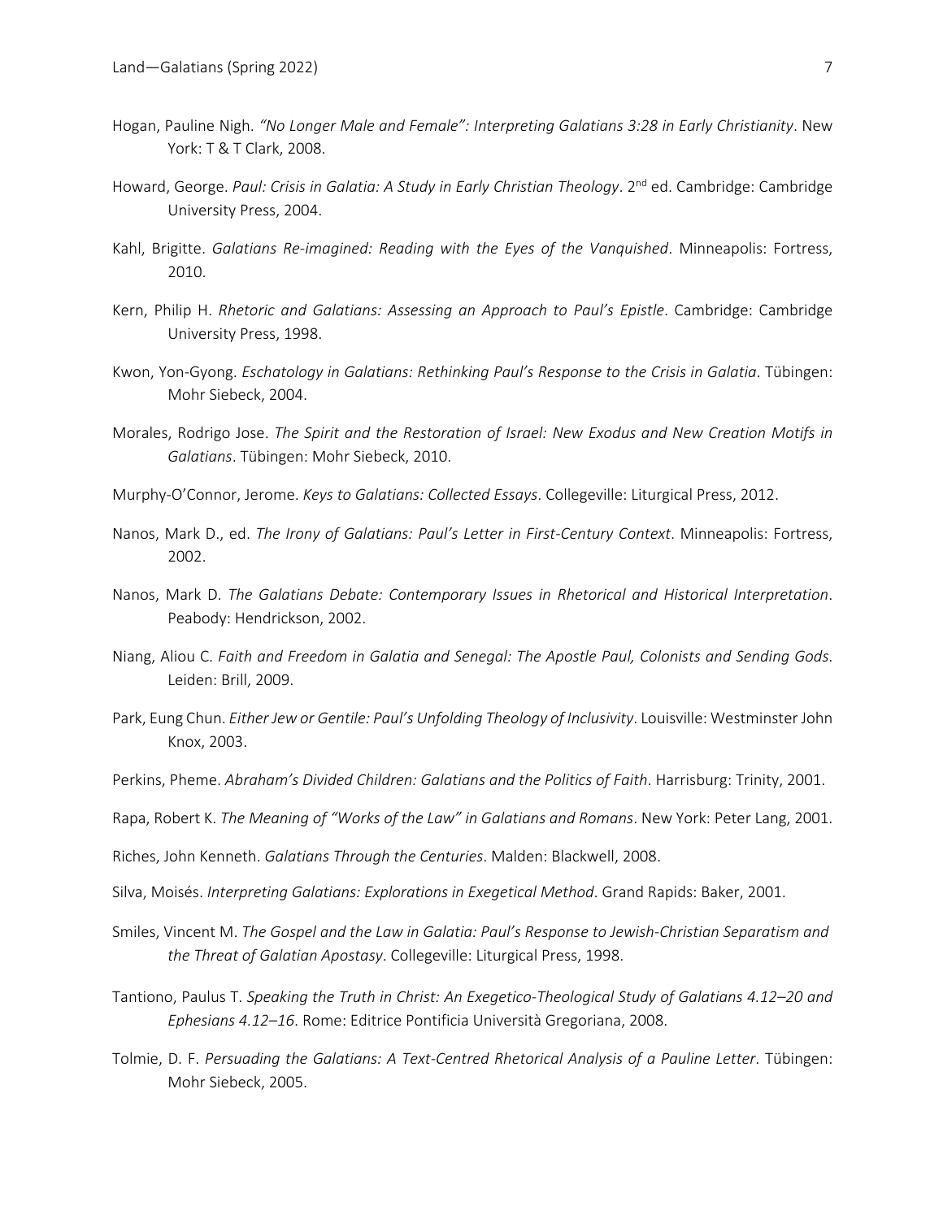Hogan, Pauline Nigh. *"No Longer Male and Female": Interpreting Galatians 3:28 in Early Christianity*. New York: T & T Clark, 2008.

Howard, George. *Paul: Crisis in Galatia: A Study in Early Christian Theology*. 2nd ed. Cambridge: Cambridge University Press, 2004.

Kahl, Brigitte. *Galatians Re-imagined: Reading with the Eyes of the Vanquished*. Minneapolis: Fortress, 2010.

Kern, Philip H. *Rhetoric and Galatians: Assessing an Approach to Paul's Epistle*. Cambridge: Cambridge University Press, 1998.

Kwon, Yon-Gyong. *Eschatology in Galatians: Rethinking Paul's Response to the Crisis in Galatia*. Tübingen: Mohr Siebeck, 2004.

Morales, Rodrigo Jose. *The Spirit and the Restoration of Israel: New Exodus and New Creation Motifs in Galatians*. Tübingen: Mohr Siebeck, 2010.

Murphy-O'Connor, Jerome. *Keys to Galatians: Collected Essays*. Collegeville: Liturgical Press, 2012.

Nanos, Mark D., ed. *The Irony of Galatians: Paul's Letter in First-Century Context*. Minneapolis: Fortress, 2002.

Nanos, Mark D. *The Galatians Debate: Contemporary Issues in Rhetorical and Historical Interpretation*. Peabody: Hendrickson, 2002.

Niang, Aliou C. *Faith and Freedom in Galatia and Senegal: The Apostle Paul, Colonists and Sending Gods*. Leiden: Brill, 2009.

Park, Eung Chun. *Either Jew or Gentile: Paul's Unfolding Theology of Inclusivity*. Louisville: Westminster John Knox, 2003.

Perkins, Pheme. *Abraham's Divided Children: Galatians and the Politics of Faith*. Harrisburg: Trinity, 2001.

Rapa, Robert K. *The Meaning of "Works of the Law" in Galatians and Romans*. New York: Peter Lang, 2001.

Riches, John Kenneth. *Galatians Through the Centuries*. Malden: Blackwell, 2008.

Silva, Moisés. *Interpreting Galatians: Explorations in Exegetical Method*. Grand Rapids: Baker, 2001.

Smiles, Vincent M. *The Gospel and the Law in Galatia: Paul's Response to Jewish-Christian Separatism and the Threat of Galatian Apostasy*. Collegeville: Liturgical Press, 1998.

Tantiono, Paulus T. *Speaking the Truth in Christ: An Exegetico-Theological Study of Galatians 4.12–20 and Ephesians 4.12–16*. Rome: Editrice Pontificia Università Gregoriana, 2008.

Tolmie, D. F. *Persuading the Galatians: A Text-Centred Rhetorical Analysis of a Pauline Letter*. Tübingen: Mohr Siebeck, 2005.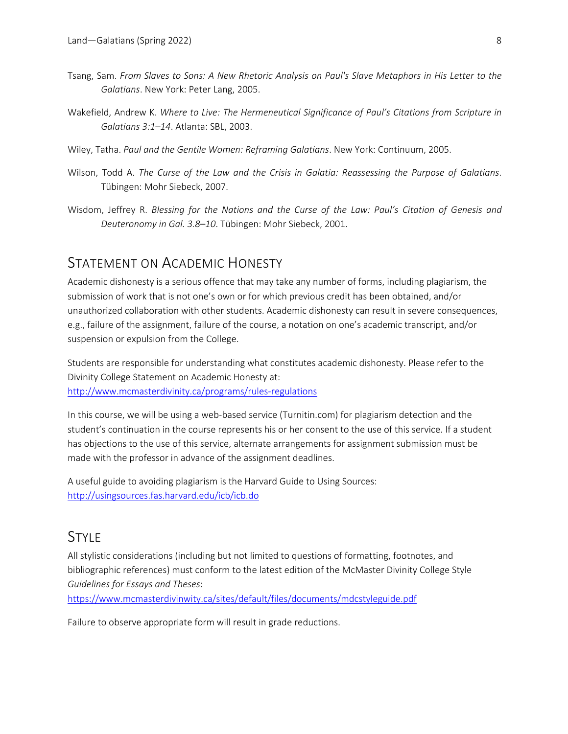Tsang, Sam. *From Slaves to Sons: A New Rhetoric Analysis on Paul's Slave Metaphors in His Letter to the Galatians*. New York: Peter Lang, 2005.

Wakefield, Andrew K. *Where to Live: The Hermeneutical Significance of Paul's Citations from Scripture in Galatians 3:1–14*. Atlanta: SBL, 2003.

Wiley, Tatha. *Paul and the Gentile Women: Reframing Galatians*. New York: Continuum, 2005.

Wilson, Todd A. *The Curse of the Law and the Crisis in Galatia: Reassessing the Purpose of Galatians*. Tübingen: Mohr Siebeck, 2007.

Wisdom, Jeffrey R. *Blessing for the Nations and the Curse of the Law: Paul's Citation of Genesis and Deuteronomy in Gal. 3.8–10*. Tübingen: Mohr Siebeck, 2001.

## Statement on Academic Honesty

Academic dishonesty is a serious offence that may take any number of forms, including plagiarism, the submission of work that is not one's own or for which previous credit has been obtained, and/or unauthorized collaboration with other students. Academic dishonesty can result in severe consequences, e.g., failure of the assignment, failure of the course, a notation on one's academic transcript, and/or suspension or expulsion from the College.

Students are responsible for understanding what constitutes academic dishonesty. Please refer to the Divinity College Statement on Academic Honesty at:
http://www.mcmasterdivinity.ca/programs/rules-regulations

In this course, we will be using a web-based service (Turnitin.com) for plagiarism detection and the student's continuation in the course represents his or her consent to the use of this service. If a student has objections to the use of this service, alternate arrangements for assignment submission must be made with the professor in advance of the assignment deadlines.

A useful guide to avoiding plagiarism is the Harvard Guide to Using Sources:
http://usingsources.fas.harvard.edu/icb/icb.do

## Style

All stylistic considerations (including but not limited to questions of formatting, footnotes, and bibliographic references) must conform to the latest edition of the McMaster Divinity College Style *Guidelines for Essays and Theses*:
https://www.mcmasterdivinwity.ca/sites/default/files/documents/mdcstyleguide.pdf

Failure to observe appropriate form will result in grade reductions.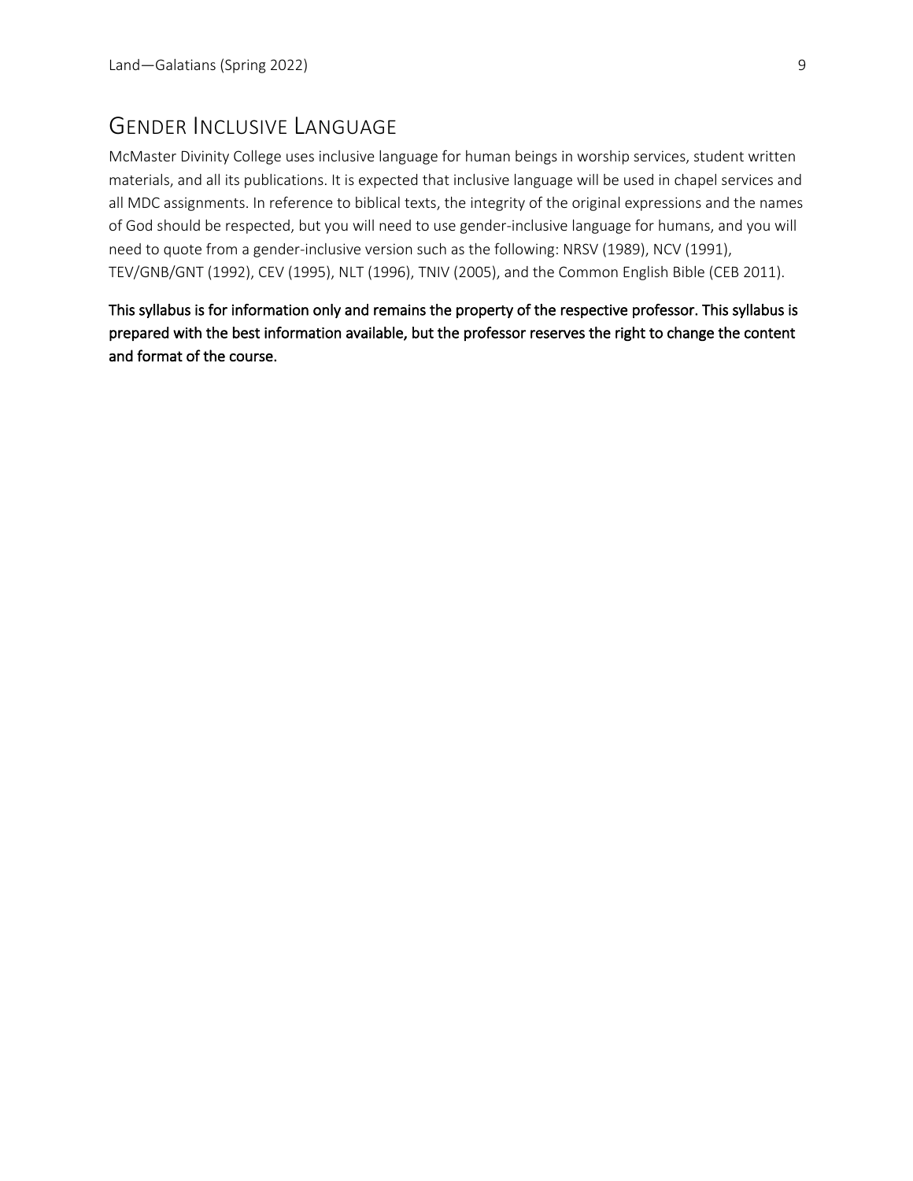## Gender Inclusive Language

McMaster Divinity College uses inclusive language for human beings in worship services, student written materials, and all its publications. It is expected that inclusive language will be used in chapel services and all MDC assignments. In reference to biblical texts, the integrity of the original expressions and the names of God should be respected, but you will need to use gender-inclusive language for humans, and you will need to quote from a gender-inclusive version such as the following: NRSV (1989), NCV (1991), TEV/GNB/GNT (1992), CEV (1995), NLT (1996), TNIV (2005), and the Common English Bible (CEB 2011).

**This syllabus is for information only and remains the property of the respective professor. This syllabus is prepared with the best information available, but the professor reserves the right to change the content and format of the course.**